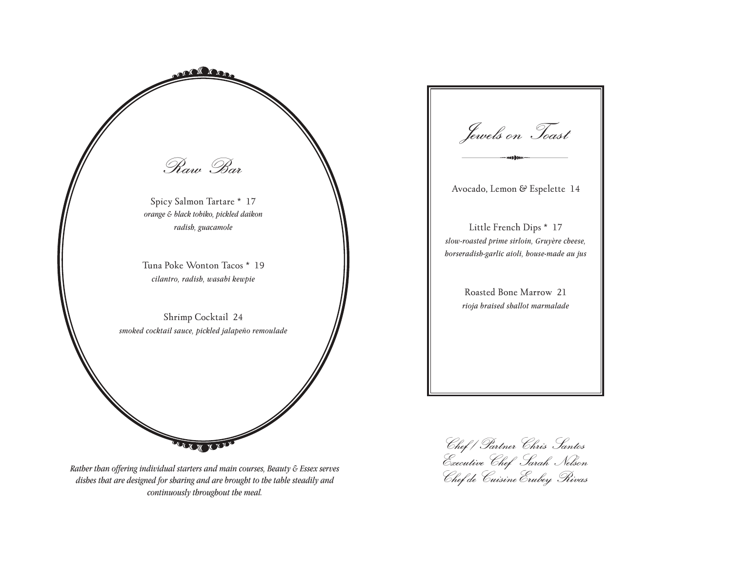## Raw Bar

Spicy Salmon Tartare * 17
*orange & black tobiko, pickled daikon radish, guacamole*

Tuna Poke Wonton Tacos * 19
*cilantro, radish, wasabi kewpie*

Shrimp Cocktail 24
*smoked cocktail sauce, pickled jalapeño remoulade*

*Rather than offering individual starters and main courses, Beauty & Essex serves dishes that are designed for sharing and are brought to the table steadily and continuously throughout the meal.*

## Jewels on Toast

Avocado, Lemon & Espelette 14

Little French Dips * 17
*slow-roasted prime sirloin, Gruyère cheese, horseradish-garlic aioli, house-made au jus*

Roasted Bone Marrow 21
*rioja braised shallot marmalade*

*Chef / Partner Chris Santos*
*Executive Chef Sarah Nelson*
*Chef de Cuisine Erubey Rivas*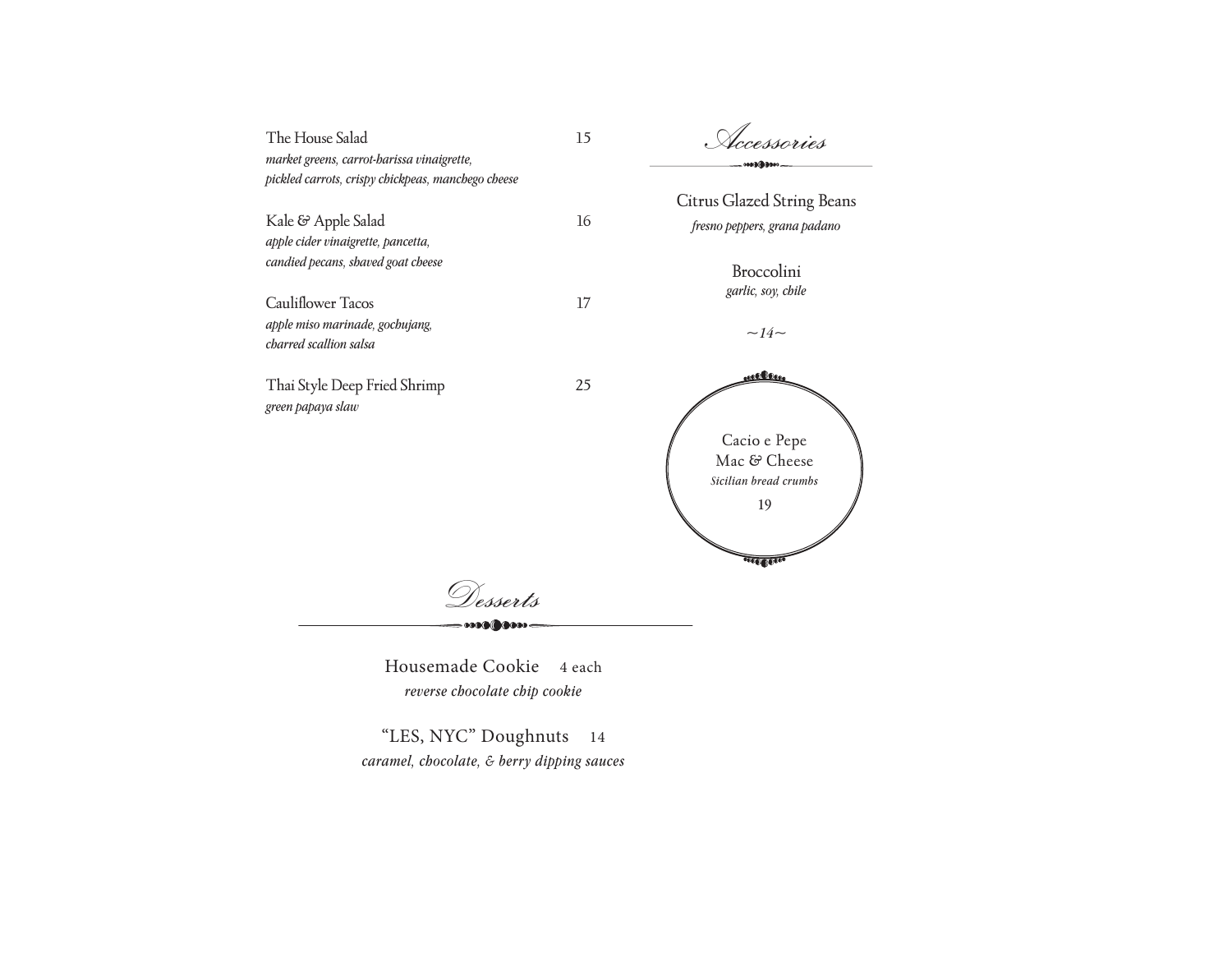The House Salad 15
*market greens, carrot-harissa vinaigrette, pickled carrots, crispy chickpeas, manchego cheese*

Kale & Apple Salad 16
*apple cider vinaigrette, pancetta, candied pecans, shaved goat cheese*

Cauliflower Tacos 17
*apple miso marinade, gochujang, charred scallion salsa*

Thai Style Deep Fried Shrimp 25
*green papaya slaw*

## *Accessories*

Citrus Glazed String Beans
*fresno peppers, grana padano*

Broccolini
*garlic, soy, chile*

*~14~*

Cacio e Pepe
Mac & Cheese
*Sicilian bread crumbs*
19

## *Desserts*

Housemade Cookie 4 each
*reverse chocolate chip cookie*

"LES, NYC" Doughnuts 14
*caramel, chocolate, & berry dipping sauces*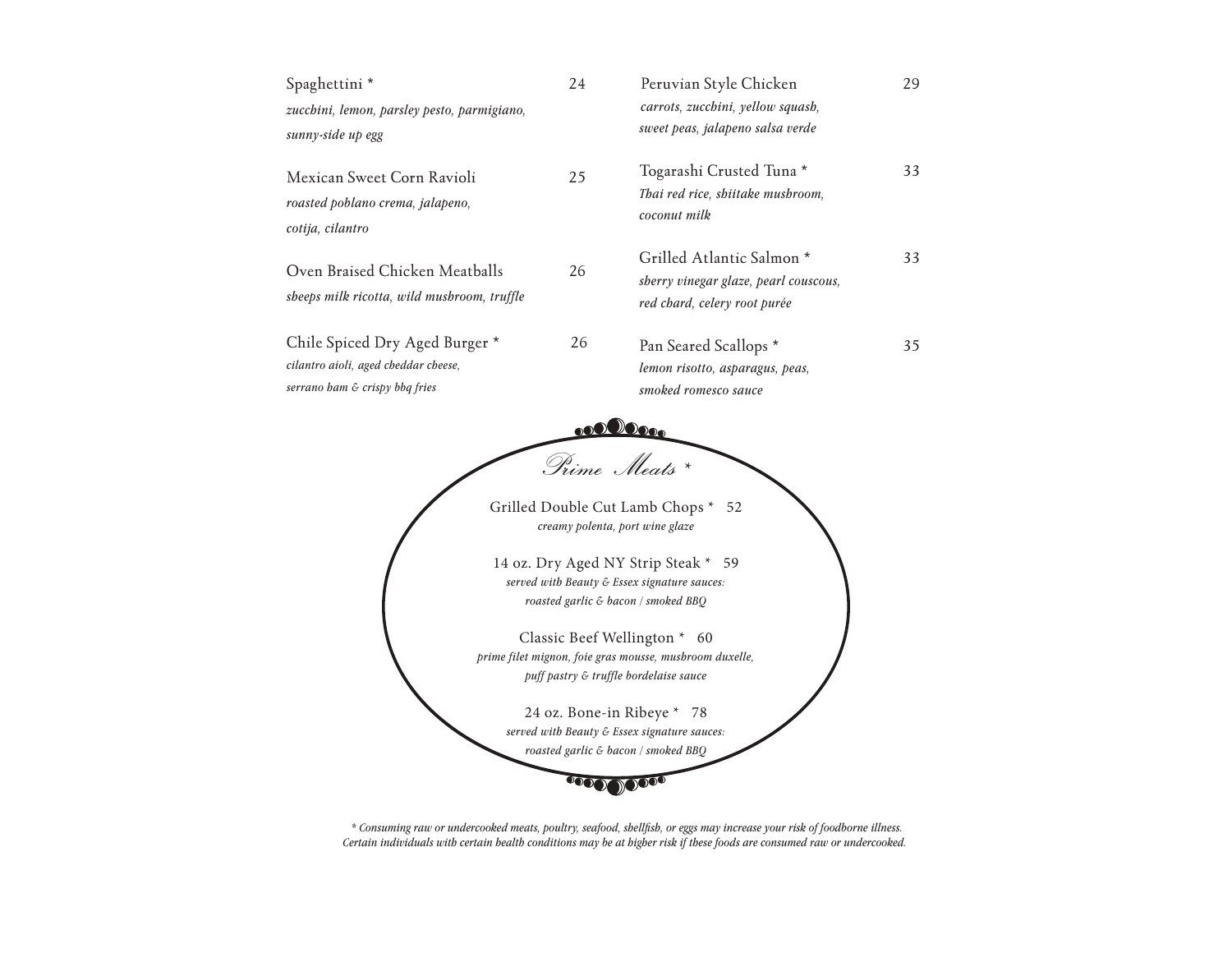Spaghettini * 24
*zucchini, lemon, parsley pesto, parmigiano, sunny-side up egg*

Mexican Sweet Corn Ravioli 25
*roasted poblano crema, jalapeno, cotija, cilantro*

Oven Braised Chicken Meatballs 26
*sheeps milk ricotta, wild mushroom, truffle*

Chile Spiced Dry Aged Burger * 26
*cilantro aioli, aged cheddar cheese, serrano ham & crispy bbq fries*

Peruvian Style Chicken 29
*carrots, zucchini, yellow squash, sweet peas, jalapeno salsa verde*

Togarashi Crusted Tuna * 33
*Thai red rice, shiitake mushroom, coconut milk*

Grilled Atlantic Salmon * 33
*sherry vinegar glaze, pearl couscous, red chard, celery root purée*

Pan Seared Scallops * 35
*lemon risotto, asparagus, peas, smoked romesco sauce*

## Prime Meats *

Grilled Double Cut Lamb Chops * 52
*creamy polenta, port wine glaze*

14 oz. Dry Aged NY Strip Steak * 59
*served with Beauty & Essex signature sauces: roasted garlic & bacon / smoked BBQ*

Classic Beef Wellington * 60
*prime filet mignon, foie gras mousse, mushroom duxelle, puff pastry & truffle bordelaise sauce*

24 oz. Bone-in Ribeye * 78
*served with Beauty & Essex signature sauces: roasted garlic & bacon / smoked BBQ*

*\* Consuming raw or undercooked meats, poultry, seafood, shellfish, or eggs may increase your risk of foodborne illness. Certain individuals with certain health conditions may be at higher risk if these foods are consumed raw or undercooked.*